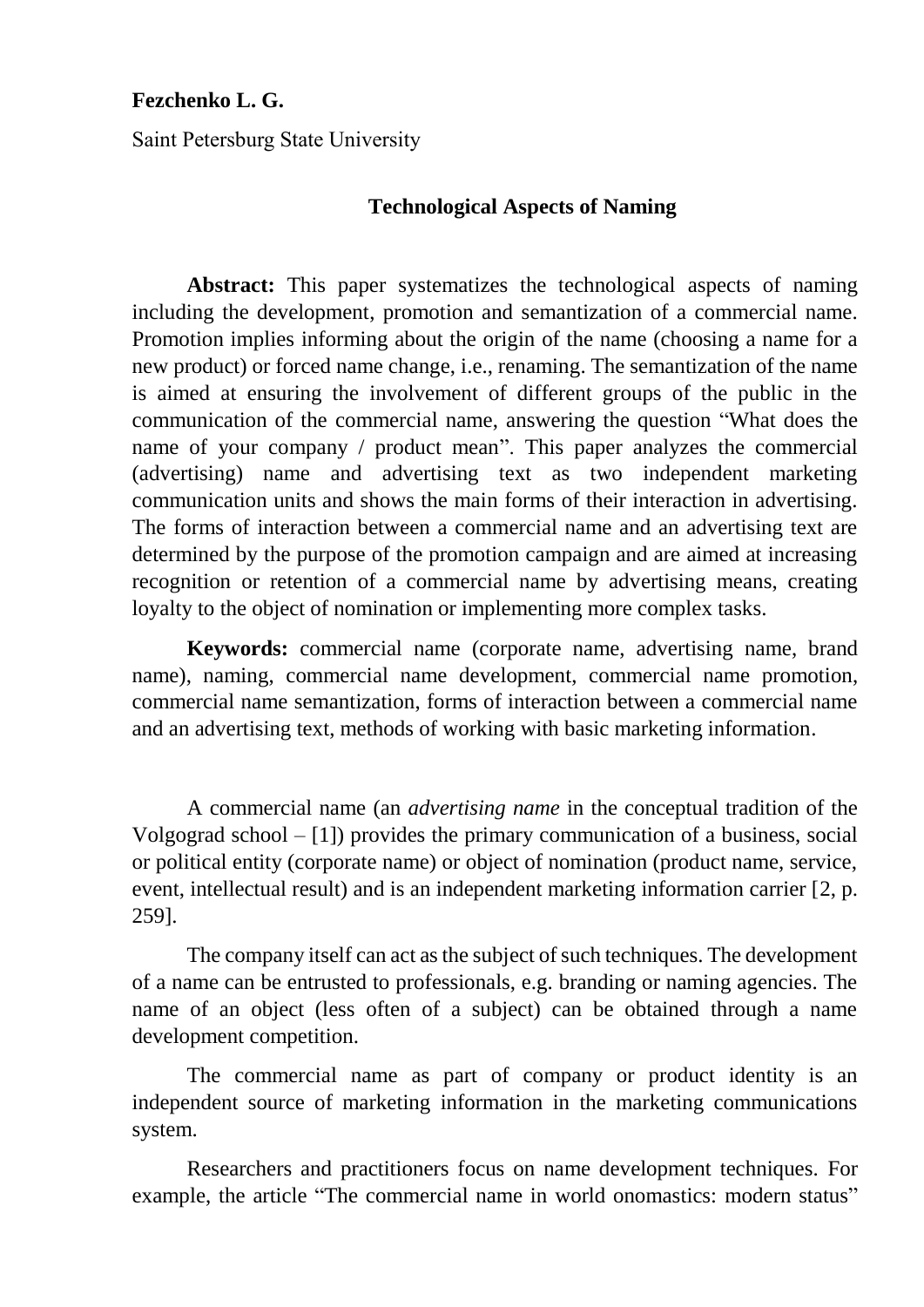**Fezchenko L. G.**

Saint Petersburg State University

# Technological Aspects of Naming

**Abstract:** This paper systematizes the technological aspects of naming including the development, promotion and semantization of a commercial name. Promotion implies informing about the origin of the name (choosing a name for a new product) or forced name change, i.e., renaming. The semantization of the name is aimed at ensuring the involvement of different groups of the public in the communication of the commercial name, answering the question "What does the name of your company / product mean". This paper analyzes the commercial (advertising) name and advertising text as two independent marketing communication units and shows the main forms of their interaction in advertising. The forms of interaction between a commercial name and an advertising text are determined by the purpose of the promotion campaign and are aimed at increasing recognition or retention of a commercial name by advertising means, creating loyalty to the object of nomination or implementing more complex tasks.

**Keywords:** commercial name (corporate name, advertising name, brand name), naming, commercial name development, commercial name promotion, commercial name semantization, forms of interaction between a commercial name and an advertising text, methods of working with basic marketing information.

A commercial name (an *advertising name* in the conceptual tradition of the Volgograd school – [1]) provides the primary communication of a business, social or political entity (corporate name) or object of nomination (product name, service, event, intellectual result) and is an independent marketing information carrier [2, p. 259].

The company itself can act as the subject of such techniques. The development of a name can be entrusted to professionals, e.g. branding or naming agencies. The name of an object (less often of a subject) can be obtained through a name development competition.

The commercial name as part of company or product identity is an independent source of marketing information in the marketing communications system.

Researchers and practitioners focus on name development techniques. For example, the article "The commercial name in world onomastics: modern status"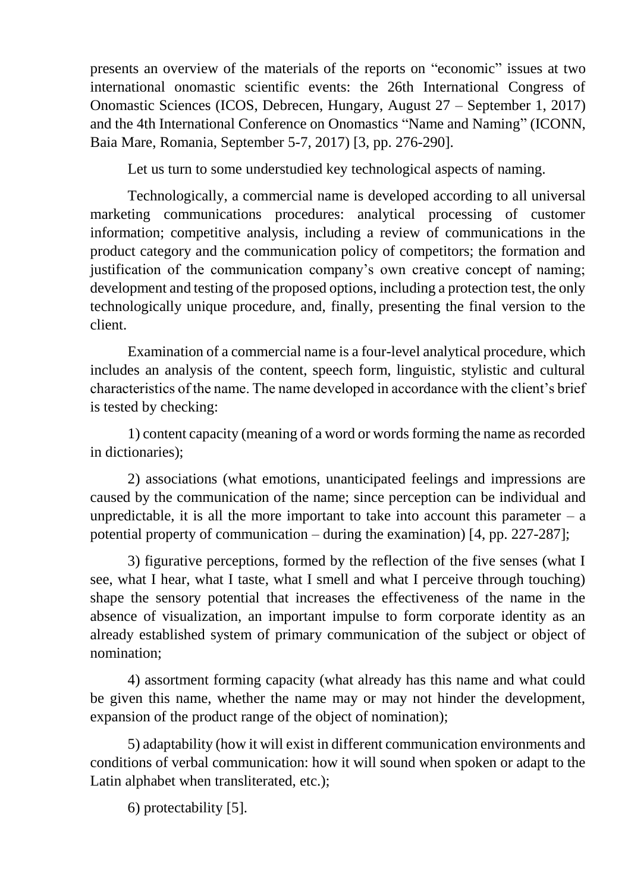presents an overview of the materials of the reports on "economic" issues at two international onomastic scientific events: the 26th International Congress of Onomastic Sciences (ICOS, Debrecen, Hungary, August 27 – September 1, 2017) and the 4th International Conference on Onomastics "Name and Naming" (ICONN, Baia Mare, Romania, September 5-7, 2017) [3, pp. 276-290].

Let us turn to some understudied key technological aspects of naming.

Technologically, a commercial name is developed according to all universal marketing communications procedures: analytical processing of customer information; competitive analysis, including a review of communications in the product category and the communication policy of competitors; the formation and justification of the communication company's own creative concept of naming; development and testing of the proposed options, including a protection test, the only technologically unique procedure, and, finally, presenting the final version to the client.

Examination of a commercial name is a four-level analytical procedure, which includes an analysis of the content, speech form, linguistic, stylistic and cultural characteristics of the name. The name developed in accordance with the client's brief is tested by checking:

1) content capacity (meaning of a word or words forming the name as recorded in dictionaries);

2) associations (what emotions, unanticipated feelings and impressions are caused by the communication of the name; since perception can be individual and unpredictable, it is all the more important to take into account this parameter – a potential property of communication – during the examination) [4, pp. 227-287];

3) figurative perceptions, formed by the reflection of the five senses (what I see, what I hear, what I taste, what I smell and what I perceive through touching) shape the sensory potential that increases the effectiveness of the name in the absence of visualization, an important impulse to form corporate identity as an already established system of primary communication of the subject or object of nomination;

4) assortment forming capacity (what already has this name and what could be given this name, whether the name may or may not hinder the development, expansion of the product range of the object of nomination);

5) adaptability (how it will exist in different communication environments and conditions of verbal communication: how it will sound when spoken or adapt to the Latin alphabet when transliterated, etc.);

6) protectability [5].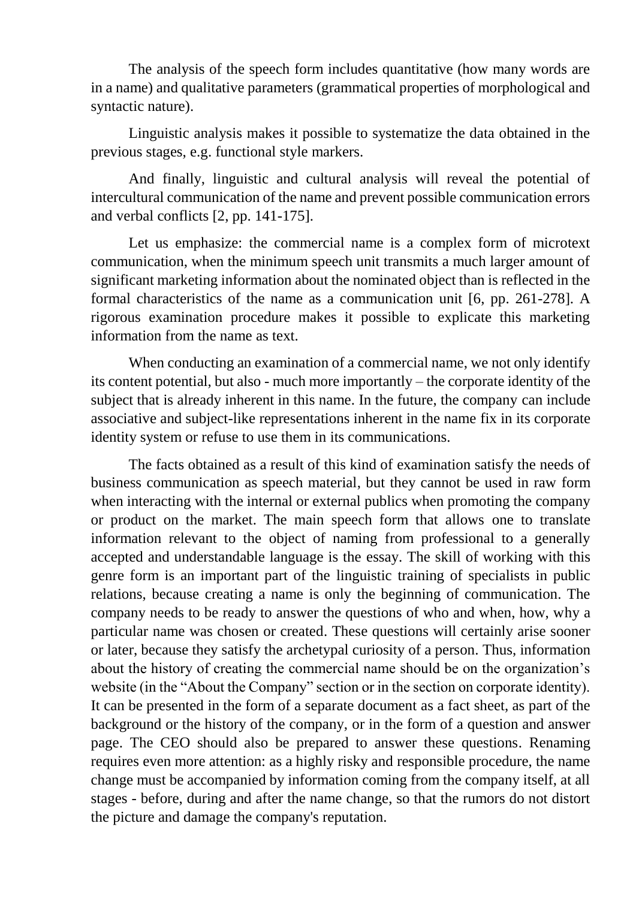The analysis of the speech form includes quantitative (how many words are in a name) and qualitative parameters (grammatical properties of morphological and syntactic nature).

Linguistic analysis makes it possible to systematize the data obtained in the previous stages, e.g. functional style markers.

And finally, linguistic and cultural analysis will reveal the potential of intercultural communication of the name and prevent possible communication errors and verbal conflicts [2, pp. 141-175].

Let us emphasize: the commercial name is a complex form of microtext communication, when the minimum speech unit transmits a much larger amount of significant marketing information about the nominated object than is reflected in the formal characteristics of the name as a communication unit [6, pp. 261-278]. A rigorous examination procedure makes it possible to explicate this marketing information from the name as text.

When conducting an examination of a commercial name, we not only identify its content potential, but also - much more importantly – the corporate identity of the subject that is already inherent in this name. In the future, the company can include associative and subject-like representations inherent in the name fix in its corporate identity system or refuse to use them in its communications.

The facts obtained as a result of this kind of examination satisfy the needs of business communication as speech material, but they cannot be used in raw form when interacting with the internal or external publics when promoting the company or product on the market. The main speech form that allows one to translate information relevant to the object of naming from professional to a generally accepted and understandable language is the essay. The skill of working with this genre form is an important part of the linguistic training of specialists in public relations, because creating a name is only the beginning of communication. The company needs to be ready to answer the questions of who and when, how, why a particular name was chosen or created. These questions will certainly arise sooner or later, because they satisfy the archetypal curiosity of a person. Thus, information about the history of creating the commercial name should be on the organization's website (in the "About the Company" section or in the section on corporate identity). It can be presented in the form of a separate document as a fact sheet, as part of the background or the history of the company, or in the form of a question and answer page. The CEO should also be prepared to answer these questions. Renaming requires even more attention: as a highly risky and responsible procedure, the name change must be accompanied by information coming from the company itself, at all stages - before, during and after the name change, so that the rumors do not distort the picture and damage the company's reputation.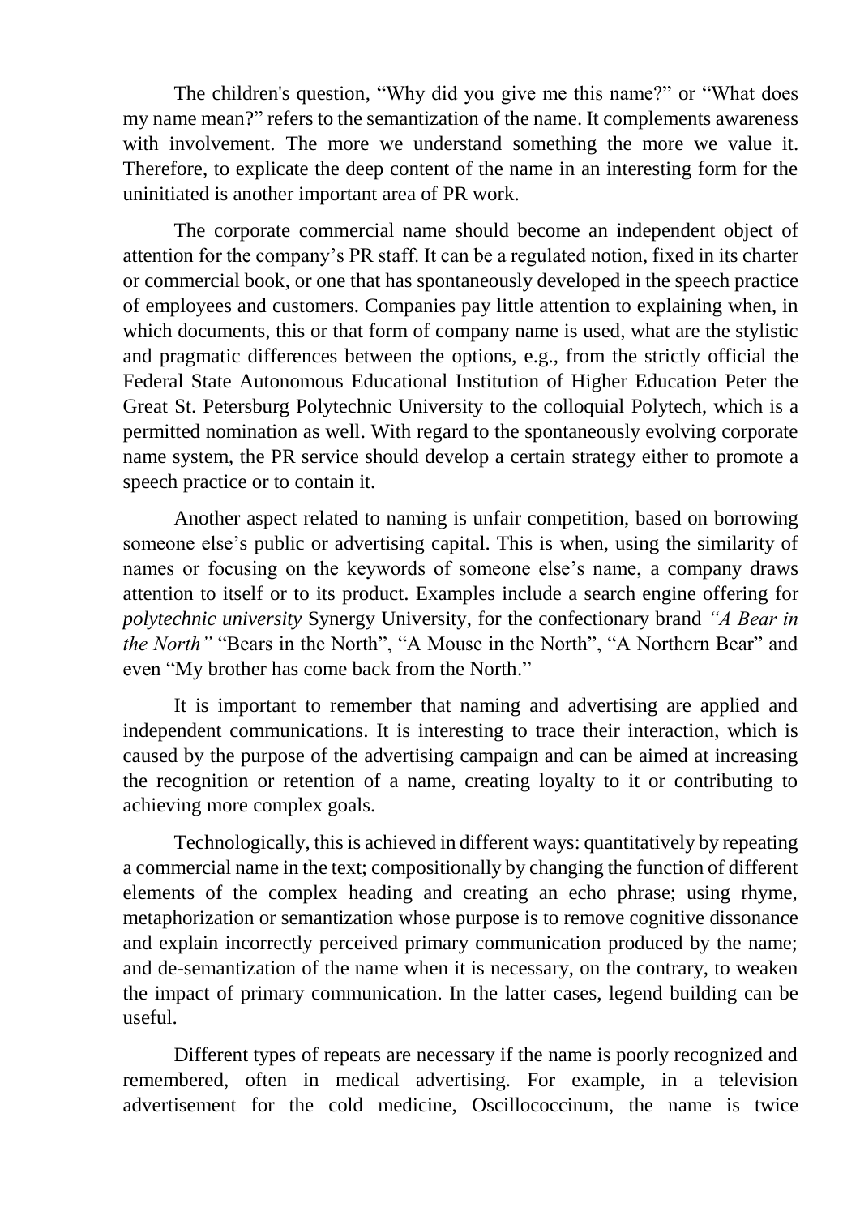The children's question, “Why did you give me this name?” or “What does my name mean?” refers to the semantization of the name. It complements awareness with involvement. The more we understand something the more we value it. Therefore, to explicate the deep content of the name in an interesting form for the uninitiated is another important area of PR work.

The corporate commercial name should become an independent object of attention for the company’s PR staff. It can be a regulated notion, fixed in its charter or commercial book, or one that has spontaneously developed in the speech practice of employees and customers. Companies pay little attention to explaining when, in which documents, this or that form of company name is used, what are the stylistic and pragmatic differences between the options, e.g., from the strictly official the Federal State Autonomous Educational Institution of Higher Education Peter the Great St. Petersburg Polytechnic University to the colloquial Polytech, which is a permitted nomination as well. With regard to the spontaneously evolving corporate name system, the PR service should develop a certain strategy either to promote a speech practice or to contain it.

Another aspect related to naming is unfair competition, based on borrowing someone else’s public or advertising capital. This is when, using the similarity of names or focusing on the keywords of someone else’s name, a company draws attention to itself or to its product. Examples include a search engine offering for *polytechnic university* Synergy University, for the confectionary brand *“A Bear in the North”* “Bears in the North”, “A Mouse in the North”, “A Northern Bear” and even “My brother has come back from the North.”

It is important to remember that naming and advertising are applied and independent communications. It is interesting to trace their interaction, which is caused by the purpose of the advertising campaign and can be aimed at increasing the recognition or retention of a name, creating loyalty to it or contributing to achieving more complex goals.

Technologically, this is achieved in different ways: quantitatively by repeating a commercial name in the text; compositionally by changing the function of different elements of the complex heading and creating an echo phrase; using rhyme, metaphorization or semantization whose purpose is to remove cognitive dissonance and explain incorrectly perceived primary communication produced by the name; and de-semantization of the name when it is necessary, on the contrary, to weaken the impact of primary communication. In the latter cases, legend building can be useful.

Different types of repeats are necessary if the name is poorly recognized and remembered, often in medical advertising. For example, in a television advertisement for the cold medicine, Oscillococcinum, the name is twice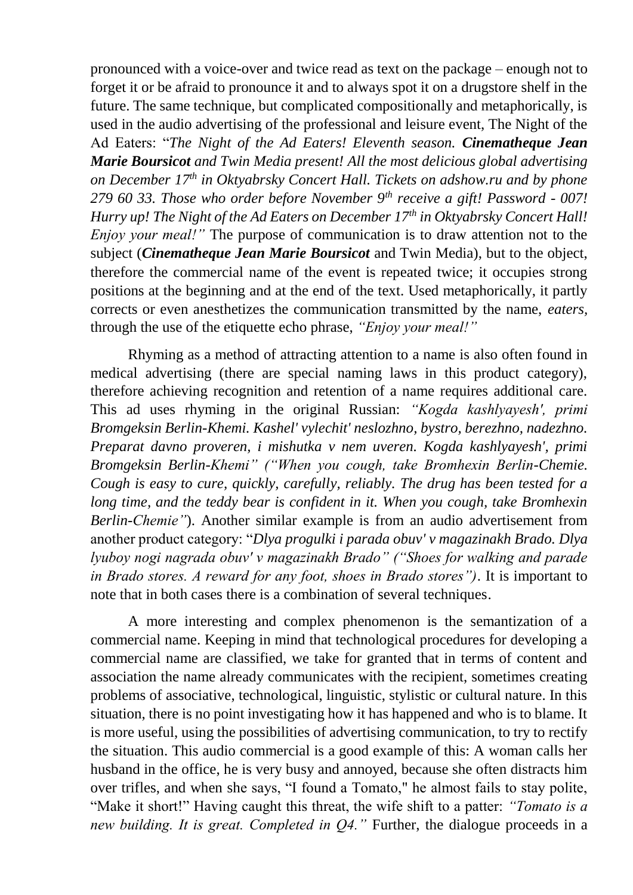pronounced with a voice-over and twice read as text on the package – enough not to forget it or be afraid to pronounce it and to always spot it on a drugstore shelf in the future. The same technique, but complicated compositionally and metaphorically, is used in the audio advertising of the professional and leisure event, The Night of the Ad Eaters: "*The Night of the Ad Eaters! Eleventh season. **Cinematheque Jean Marie Boursicot** and Twin Media present! All the most delicious global advertising on December 17th in Oktyabrsky Concert Hall. Tickets on adshow.ru and by phone 279 60 33. Those who order before November 9th receive a gift! Password - 007! Hurry up! The Night of the Ad Eaters on December 17th in Oktyabrsky Concert Hall! Enjoy your meal!"* The purpose of communication is to draw attention not to the subject (***Cinematheque Jean Marie Boursicot*** and Twin Media), but to the object, therefore the commercial name of the event is repeated twice; it occupies strong positions at the beginning and at the end of the text. Used metaphorically, it partly corrects or even anesthetizes the communication transmitted by the name, *eaters*, through the use of the etiquette echo phrase, *"Enjoy your meal!"*

Rhyming as a method of attracting attention to a name is also often found in medical advertising (there are special naming laws in this product category), therefore achieving recognition and retention of a name requires additional care. This ad uses rhyming in the original Russian: *"Kogda kashlyayesh', primi Bromgeksin Berlin-Khemi. Kashel' vylechit' neslozhno, bystro, berezhno, nadezhno. Preparat davno proveren, i mishutka v nem uveren. Kogda kashlyayesh', primi Bromgeksin Berlin-Khemi" ("When you cough, take Bromhexin Berlin-Chemie. Cough is easy to cure, quickly, carefully, reliably. The drug has been tested for a long time, and the teddy bear is confident in it. When you cough, take Bromhexin Berlin-Chemie"*). Another similar example is from an audio advertisement from another product category: "*Dlya progulki i parada obuv' v magazinakh Brado. Dlya lyuboy nogi nagrada obuv' v magazinakh Brado" ("Shoes for walking and parade in Brado stores. A reward for any foot, shoes in Brado stores")*. It is important to note that in both cases there is a combination of several techniques.

A more interesting and complex phenomenon is the semantization of a commercial name. Keeping in mind that technological procedures for developing a commercial name are classified, we take for granted that in terms of content and association the name already communicates with the recipient, sometimes creating problems of associative, technological, linguistic, stylistic or cultural nature. In this situation, there is no point investigating how it has happened and who is to blame. It is more useful, using the possibilities of advertising communication, to try to rectify the situation. This audio commercial is a good example of this: A woman calls her husband in the office, he is very busy and annoyed, because she often distracts him over trifles, and when she says, "I found a Tomato," he almost fails to stay polite, "Make it short!" Having caught this threat, the wife shift to a patter: *"Tomato is a new building. It is great. Completed in Q4."* Further, the dialogue proceeds in a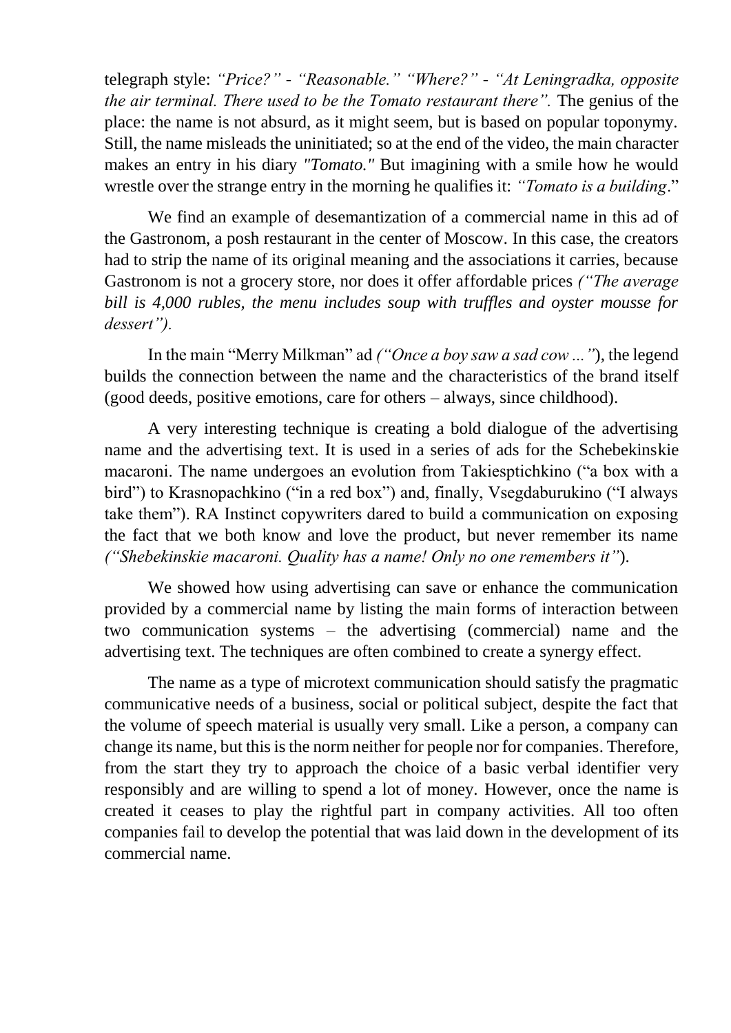telegraph style: *"Price?"* - *"Reasonable." "Where?"* - *"At Leningradka, opposite the air terminal. There used to be the Tomato restaurant there".* The genius of the place: the name is not absurd, as it might seem, but is based on popular toponymy. Still, the name misleads the uninitiated; so at the end of the video, the main character makes an entry in his diary *"Tomato."* But imagining with a smile how he would wrestle over the strange entry in the morning he qualifies it: *"Tomato is a building*."

We find an example of desemantization of a commercial name in this ad of the Gastronom, a posh restaurant in the center of Moscow. In this case, the creators had to strip the name of its original meaning and the associations it carries, because Gastronom is not a grocery store, nor does it offer affordable prices *("The average bill is 4,000 rubles, the menu includes soup with truffles and oyster mousse for dessert").*

In the main "Merry Milkman" ad *("Once a boy saw a sad cow ..."*), the legend builds the connection between the name and the characteristics of the brand itself (good deeds, positive emotions, care for others – always, since childhood).

A very interesting technique is creating a bold dialogue of the advertising name and the advertising text. It is used in a series of ads for the Schebekinskie macaroni. The name undergoes an evolution from Takiesptichkino ("a box with a bird") to Krasnopachkino ("in a red box") and, finally, Vsegdaburukino ("I always take them"). RA Instinct copywriters dared to build a communication on exposing the fact that we both know and love the product, but never remember its name *("Shebekinskie macaroni. Quality has a name! Only no one remembers it"*).

We showed how using advertising can save or enhance the communication provided by a commercial name by listing the main forms of interaction between two communication systems – the advertising (commercial) name and the advertising text. The techniques are often combined to create a synergy effect.

The name as a type of microtext communication should satisfy the pragmatic communicative needs of a business, social or political subject, despite the fact that the volume of speech material is usually very small. Like a person, a company can change its name, but this is the norm neither for people nor for companies. Therefore, from the start they try to approach the choice of a basic verbal identifier very responsibly and are willing to spend a lot of money. However, once the name is created it ceases to play the rightful part in company activities. All too often companies fail to develop the potential that was laid down in the development of its commercial name.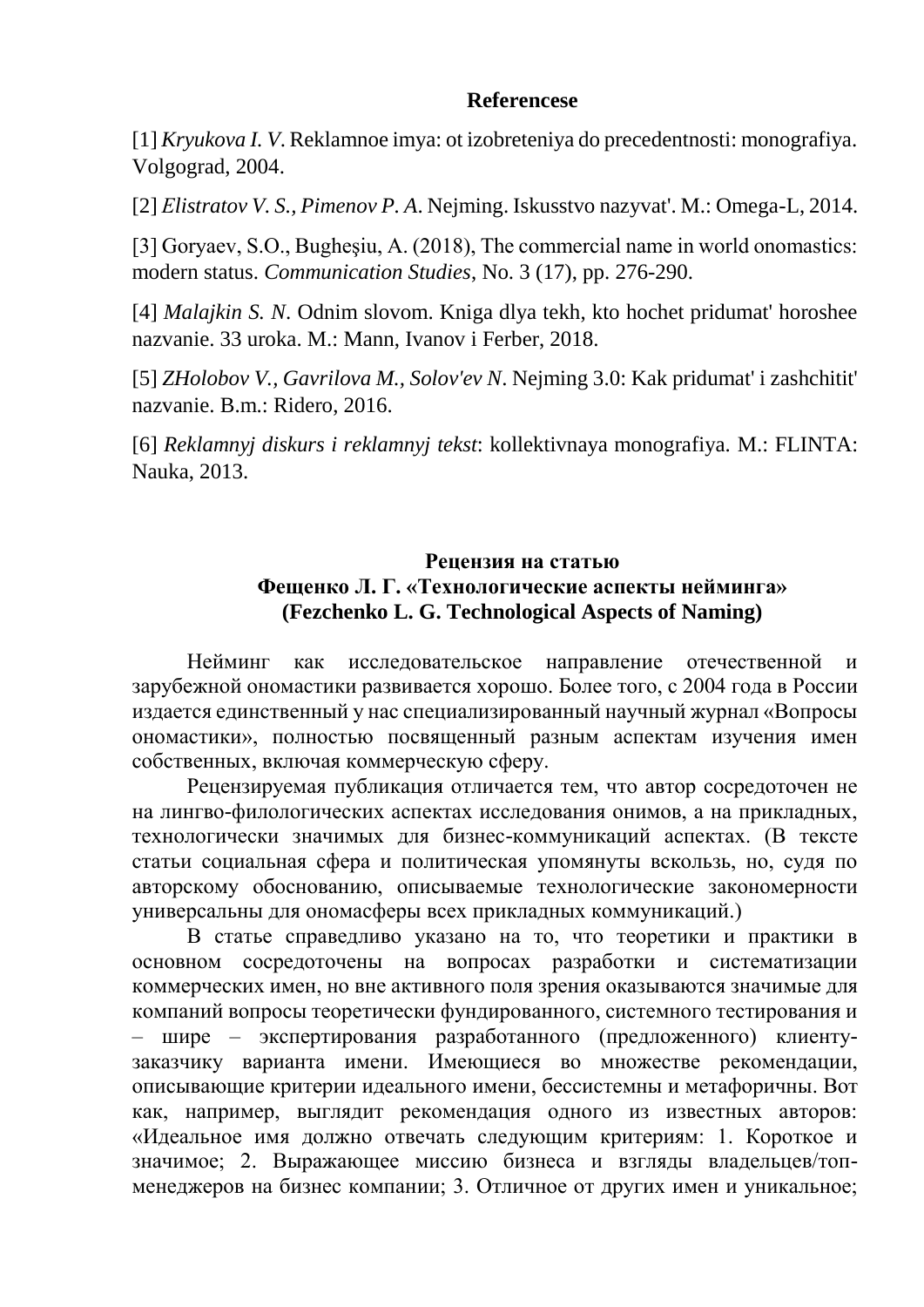**Referencese**

[1] *Kryukova I. V*. Reklamnoe imya: ot izobreteniya do precedentnosti: monografiya. Volgograd, 2004.

[2] *Elistratov V. S., Pimenov P. A*. Nejming. Iskusstvo nazyvat'. M.: Omega-L, 2014.

[3] Goryaev, S.O., Bugheşiu, A. (2018), The commercial name in world onomastics: modern status. *Communication Studies*, No. 3 (17), pp. 276-290.

[4] *Malajkin S. N*. Odnim slovom. Kniga dlya tekh, kto hochet pridumat' horoshee nazvanie. 33 uroka. M.: Mann, Ivanov i Ferber, 2018.

[5] *ZHolobov V., Gavrilova M., Solov'ev N*. Nejming 3.0: Kak pridumat' i zashchitit' nazvanie. B.m.: Ridero, 2016.

[6] *Reklamnyj diskurs i reklamnyj tekst*: kollektivnaya monografiya. M.: FLINTA: Nauka, 2013.

## Рецензия на статью
## Фещенко Л. Г. «Технологические аспекты нейминга»
## (Fezchenko L. G. Technological Aspects of Naming)

Нейминг как исследовательское направление отечественной и зарубежной ономастики развивается хорошо. Более того, с 2004 года в России издается единственный у нас специализированный научный журнал «Вопросы ономастики», полностью посвященный разным аспектам изучения имен собственных, включая коммерческую сферу.

Рецензируемая публикация отличается тем, что автор сосредоточен не на лингво-филологических аспектах исследования онимов, а на прикладных, технологически значимых для бизнес-коммуникаций аспектах. (В тексте статьи социальная сфера и политическая упомянуты вскользь, но, судя по авторскому обоснованию, описываемые технологические закономерности универсальны для ономасферы всех прикладных коммуникаций.)

В статье справедливо указано на то, что теоретики и практики в основном сосредоточены на вопросах разработки и систематизации коммерческих имен, но вне активного поля зрения оказываются значимые для компаний вопросы теоретически фундированного, системного тестирования и – шире – экспертирования разработанного (предложенного) клиенту-заказчику варианта имени. Имеющиеся во множестве рекомендации, описывающие критерии идеального имени, бессистемны и метафоричны. Вот как, например, выглядит рекомендация одного из известных авторов: «Идеальное имя должно отвечать следующим критериям: 1. Короткое и значимое; 2. Выражающее миссию бизнеса и взгляды владельцев/топ-менеджеров на бизнес компании; 3. Отличное от других имен и уникальное;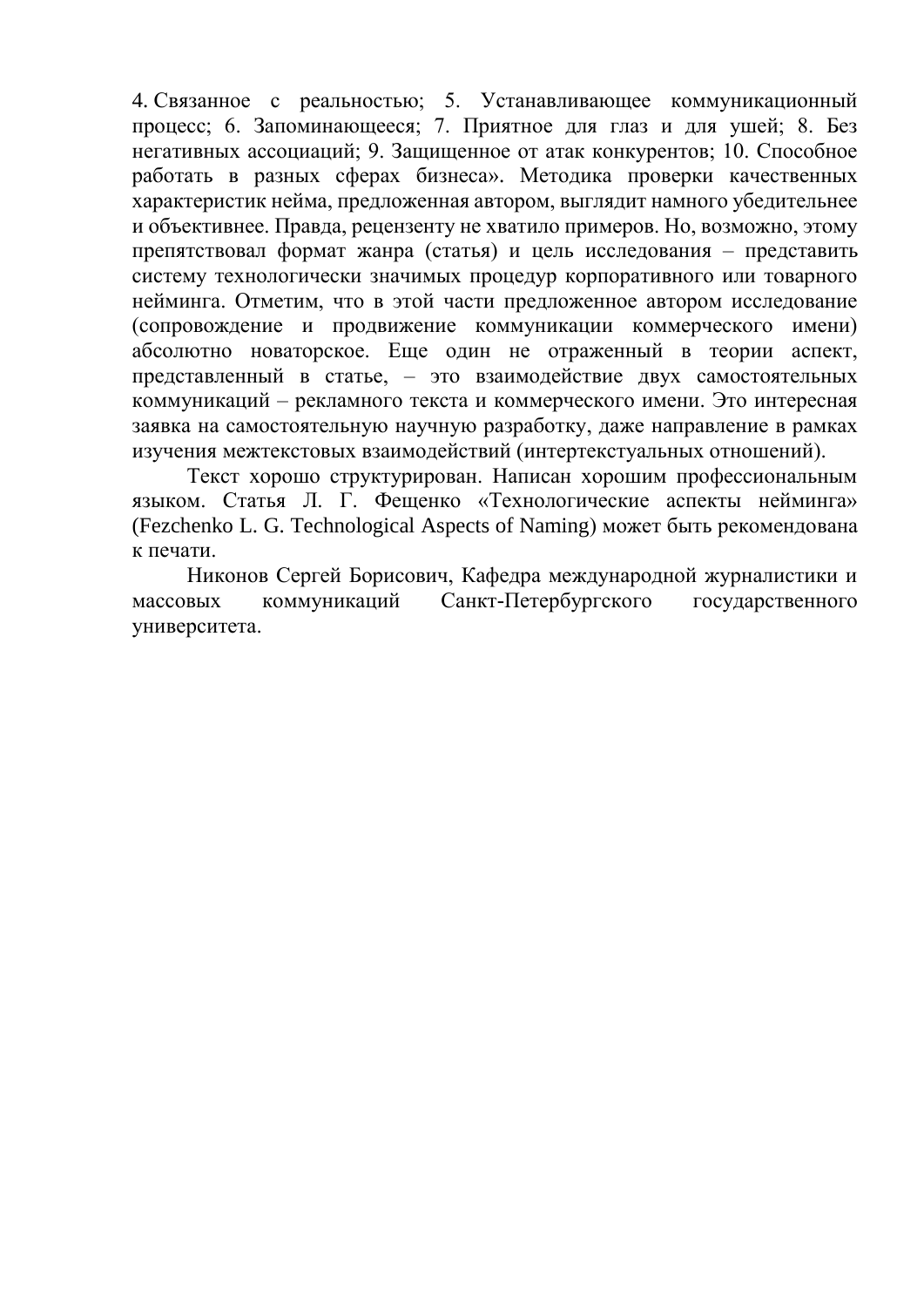4. Связанное с реальностью; 5. Устанавливающее коммуникационный процесс; 6. Запоминающееся; 7. Приятное для глаз и для ушей; 8. Без негативных ассоциаций; 9. Защищенное от атак конкурентов; 10. Способное работать в разных сферах бизнеса». Методика проверки качественных характеристик нейма, предложенная автором, выглядит намного убедительнее и объективнее. Правда, рецензенту не хватило примеров. Но, возможно, этому препятствовал формат жанра (статья) и цель исследования – представить систему технологически значимых процедур корпоративного или товарного нейминга. Отметим, что в этой части предложенное автором исследование (сопровождение и продвижение коммуникации коммерческого имени) абсолютно новаторское. Еще один не отраженный в теории аспект, представленный в статье, – это взаимодействие двух самостоятельных коммуникаций – рекламного текста и коммерческого имени. Это интересная заявка на самостоятельную научную разработку, даже направление в рамках изучения межтекстовых взаимодействий (интертекстуальных отношений).

Текст хорошо структурирован. Написан хорошим профессиональным языком. Статья Л. Г. Фещенко «Технологические аспекты нейминга» (Fezchenko L. G. Technological Aspects of Naming) может быть рекомендована к печати.

Никонов Сергей Борисович, Кафедра международной журналистики и массовых коммуникаций Санкт-Петербургского государственного университета.